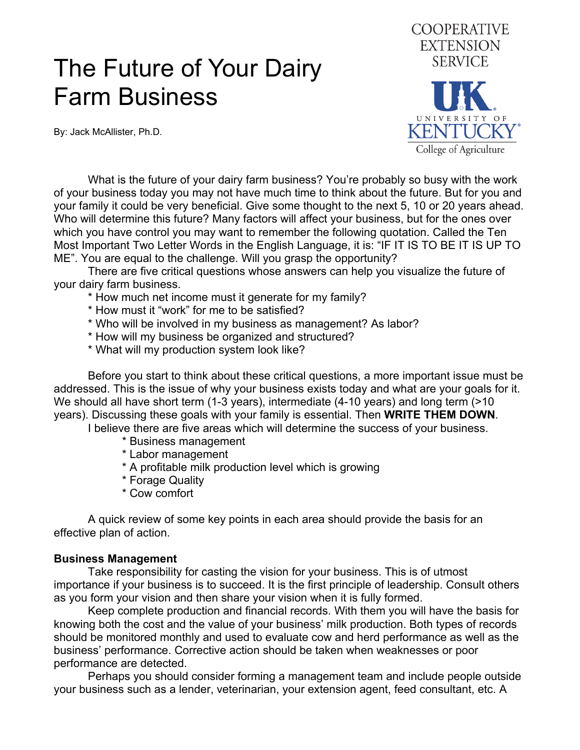# The Future of Your Dairy Farm Business

COOPERATIVE EXTENSION SERVICE

UK UNIVERSITY OF KENTUCKY College of Agriculture

By: Jack McAllister, Ph.D.

What is the future of your dairy farm business? You're probably so busy with the work of your business today you may not have much time to think about the future. But for you and your family it could be very beneficial. Give some thought to the next 5, 10 or 20 years ahead. Who will determine this future? Many factors will affect your business, but for the ones over which you have control you may want to remember the following quotation. Called the Ten Most Important Two Letter Words in the English Language, it is: "IF IT IS TO BE IT IS UP TO ME". You are equal to the challenge. Will you grasp the opportunity?

There are five critical questions whose answers can help you visualize the future of your dairy farm business.

* How much net income must it generate for my family?
* How must it "work" for me to be satisfied?
* Who will be involved in my business as management? As labor?
* How will my business be organized and structured?
* What will my production system look like?

Before you start to think about these critical questions, a more important issue must be addressed. This is the issue of why your business exists today and what are your goals for it. We should all have short term (1-3 years), intermediate (4-10 years) and long term (>10 years). Discussing these goals with your family is essential. Then **WRITE THEM DOWN**.

I believe there are five areas which will determine the success of your business.

* Business management
* Labor management
* A profitable milk production level which is growing
* Forage Quality
* Cow comfort

A quick review of some key points in each area should provide the basis for an effective plan of action.

**Business Management**

Take responsibility for casting the vision for your business. This is of utmost importance if your business is to succeed. It is the first principle of leadership. Consult others as you form your vision and then share your vision when it is fully formed.

Keep complete production and financial records. With them you will have the basis for knowing both the cost and the value of your business' milk production. Both types of records should be monitored monthly and used to evaluate cow and herd performance as well as the business' performance. Corrective action should be taken when weaknesses or poor performance are detected.

Perhaps you should consider forming a management team and include people outside your business such as a lender, veterinarian, your extension agent, feed consultant, etc. A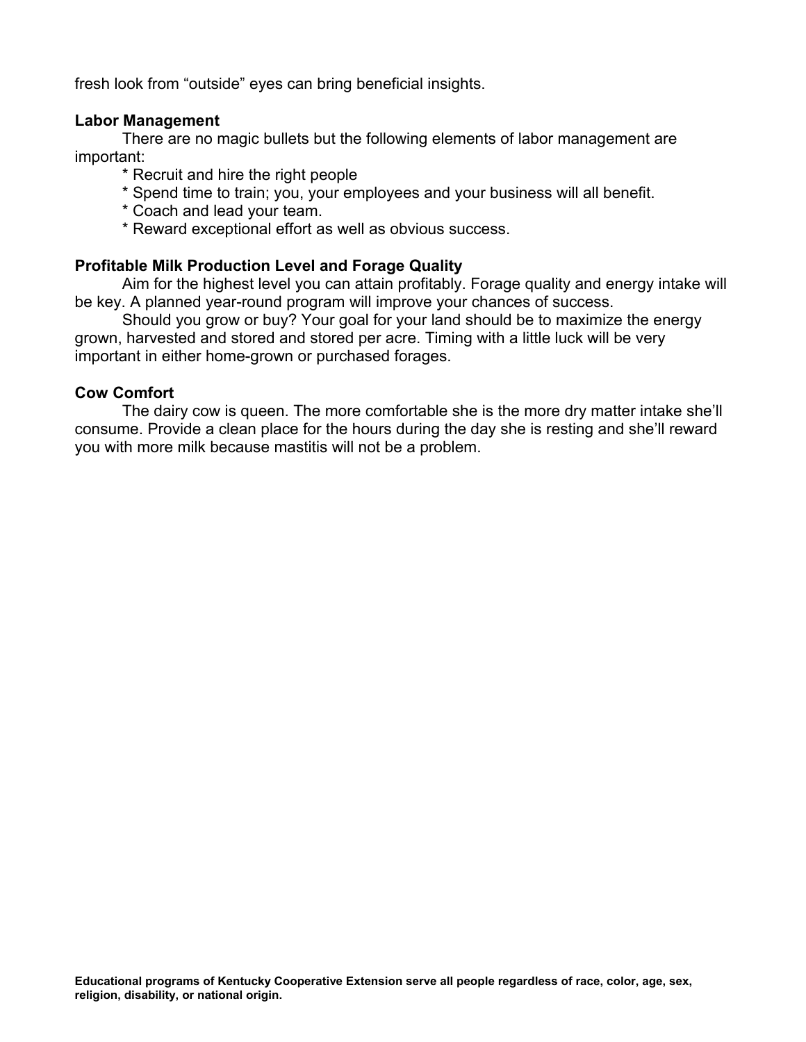fresh look from “outside” eyes can bring beneficial insights.

**Labor Management**

There are no magic bullets but the following elements of labor management are important:

* Recruit and hire the right people
* Spend time to train; you, your employees and your business will all benefit.
* Coach and lead your team.
* Reward exceptional effort as well as obvious success.

**Profitable Milk Production Level and Forage Quality**

Aim for the highest level you can attain profitably. Forage quality and energy intake will be key. A planned year-round program will improve your chances of success.

Should you grow or buy? Your goal for your land should be to maximize the energy grown, harvested and stored and stored per acre. Timing with a little luck will be very important in either home-grown or purchased forages.

**Cow Comfort**

The dairy cow is queen. The more comfortable she is the more dry matter intake she’ll consume. Provide a clean place for the hours during the day she is resting and she’ll reward you with more milk because mastitis will not be a problem.

**Educational programs of Kentucky Cooperative Extension serve all people regardless of race, color, age, sex, religion, disability, or national origin.**